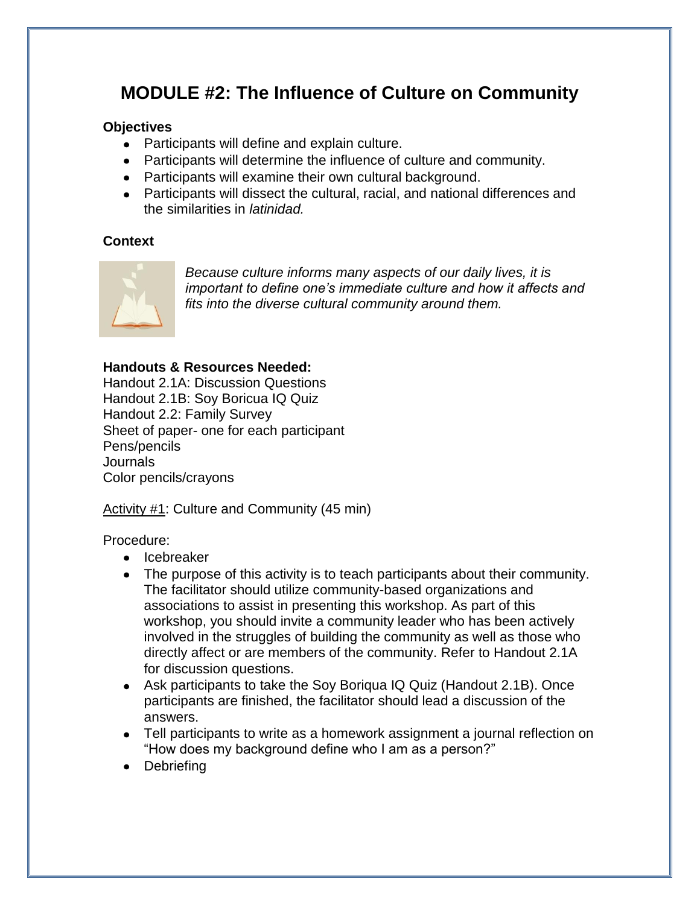# MODULE #2: The Influence of Culture on Community

**Objectives**

- Participants will define and explain culture.
- Participants will determine the influence of culture and community.
- Participants will examine their own cultural background.
- Participants will dissect the cultural, racial, and national differences and the similarities in *latinidad.*

**Context**

*Because culture informs many aspects of our daily lives, it is important to define one's immediate culture and how it affects and fits into the diverse cultural community around them.*

**Handouts & Resources Needed:**

Handout 2.1A: Discussion Questions
Handout 2.1B: Soy Boricua IQ Quiz
Handout 2.2: Family Survey
Sheet of paper- one for each participant
Pens/pencils
Journals
Color pencils/crayons

<u>Activity #1</u>: Culture and Community (45 min)

Procedure:

- Icebreaker
- The purpose of this activity is to teach participants about their community. The facilitator should utilize community-based organizations and associations to assist in presenting this workshop. As part of this workshop, you should invite a community leader who has been actively involved in the struggles of building the community as well as those who directly affect or are members of the community. Refer to Handout 2.1A for discussion questions.
- Ask participants to take the Soy Boriqua IQ Quiz (Handout 2.1B). Once participants are finished, the facilitator should lead a discussion of the answers.
- Tell participants to write as a homework assignment a journal reflection on "How does my background define who I am as a person?"
- Debriefing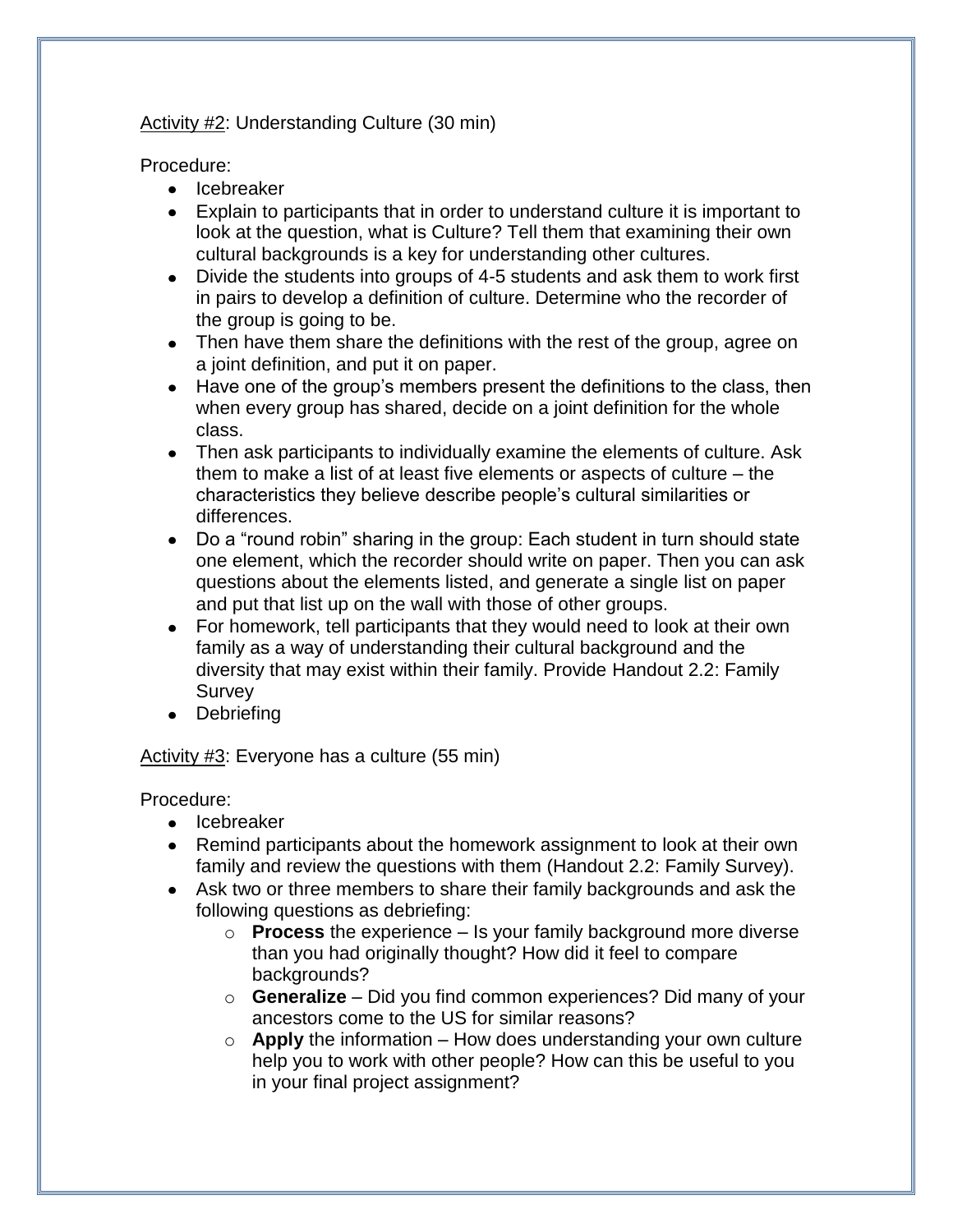<u>Activity #2</u>: Understanding Culture (30 min)

Procedure:

- Icebreaker
- Explain to participants that in order to understand culture it is important to look at the question, what is Culture? Tell them that examining their own cultural backgrounds is a key for understanding other cultures.
- Divide the students into groups of 4-5 students and ask them to work first in pairs to develop a definition of culture. Determine who the recorder of the group is going to be.
- Then have them share the definitions with the rest of the group, agree on a joint definition, and put it on paper.
- Have one of the group's members present the definitions to the class, then when every group has shared, decide on a joint definition for the whole class.
- Then ask participants to individually examine the elements of culture. Ask them to make a list of at least five elements or aspects of culture – the characteristics they believe describe people's cultural similarities or differences.
- Do a "round robin" sharing in the group: Each student in turn should state one element, which the recorder should write on paper. Then you can ask questions about the elements listed, and generate a single list on paper and put that list up on the wall with those of other groups.
- For homework, tell participants that they would need to look at their own family as a way of understanding their cultural background and the diversity that may exist within their family. Provide Handout 2.2: Family Survey
- Debriefing

<u>Activity #3</u>: Everyone has a culture (55 min)

Procedure:

- Icebreaker
- Remind participants about the homework assignment to look at their own family and review the questions with them (Handout 2.2: Family Survey).
- Ask two or three members to share their family backgrounds and ask the following questions as debriefing:
    - **Process** the experience – Is your family background more diverse than you had originally thought? How did it feel to compare backgrounds?
    - **Generalize** – Did you find common experiences? Did many of your ancestors come to the US for similar reasons?
    - **Apply** the information – How does understanding your own culture help you to work with other people? How can this be useful to you in your final project assignment?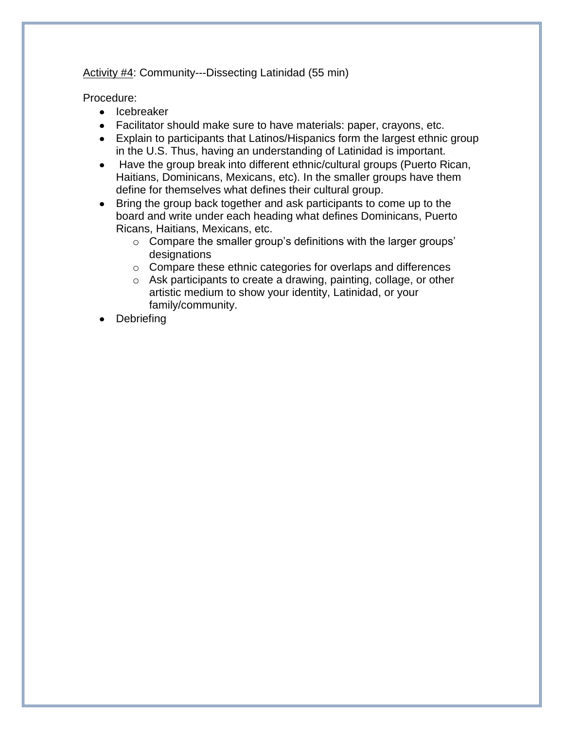<u>Activity #4</u>: Community---Dissecting Latinidad (55 min)

Procedure:

- Icebreaker
- Facilitator should make sure to have materials: paper, crayons, etc.
- Explain to participants that Latinos/Hispanics form the largest ethnic group in the U.S. Thus, having an understanding of Latinidad is important.
- Have the group break into different ethnic/cultural groups (Puerto Rican, Haitians, Dominicans, Mexicans, etc). In the smaller groups have them define for themselves what defines their cultural group.
- Bring the group back together and ask participants to come up to the board and write under each heading what defines Dominicans, Puerto Ricans, Haitians, Mexicans, etc.
  - Compare the smaller group's definitions with the larger groups' designations
  - Compare these ethnic categories for overlaps and differences
  - Ask participants to create a drawing, painting, collage, or other artistic medium to show your identity, Latinidad, or your family/community.
- Debriefing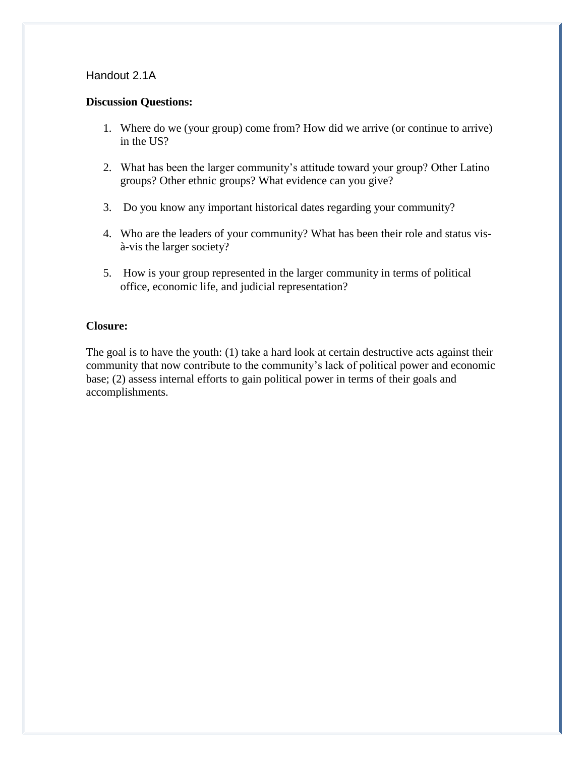Handout 2.1A

**Discussion Questions:**

1. Where do we (your group) come from? How did we arrive (or continue to arrive) in the US?

2. What has been the larger community's attitude toward your group? Other Latino groups? Other ethnic groups? What evidence can you give?

3. Do you know any important historical dates regarding your community?

4. Who are the leaders of your community? What has been their role and status vis-à-vis the larger society?

5. How is your group represented in the larger community in terms of political office, economic life, and judicial representation?

**Closure:**

The goal is to have the youth: (1) take a hard look at certain destructive acts against their community that now contribute to the community's lack of political power and economic base; (2) assess internal efforts to gain political power in terms of their goals and accomplishments.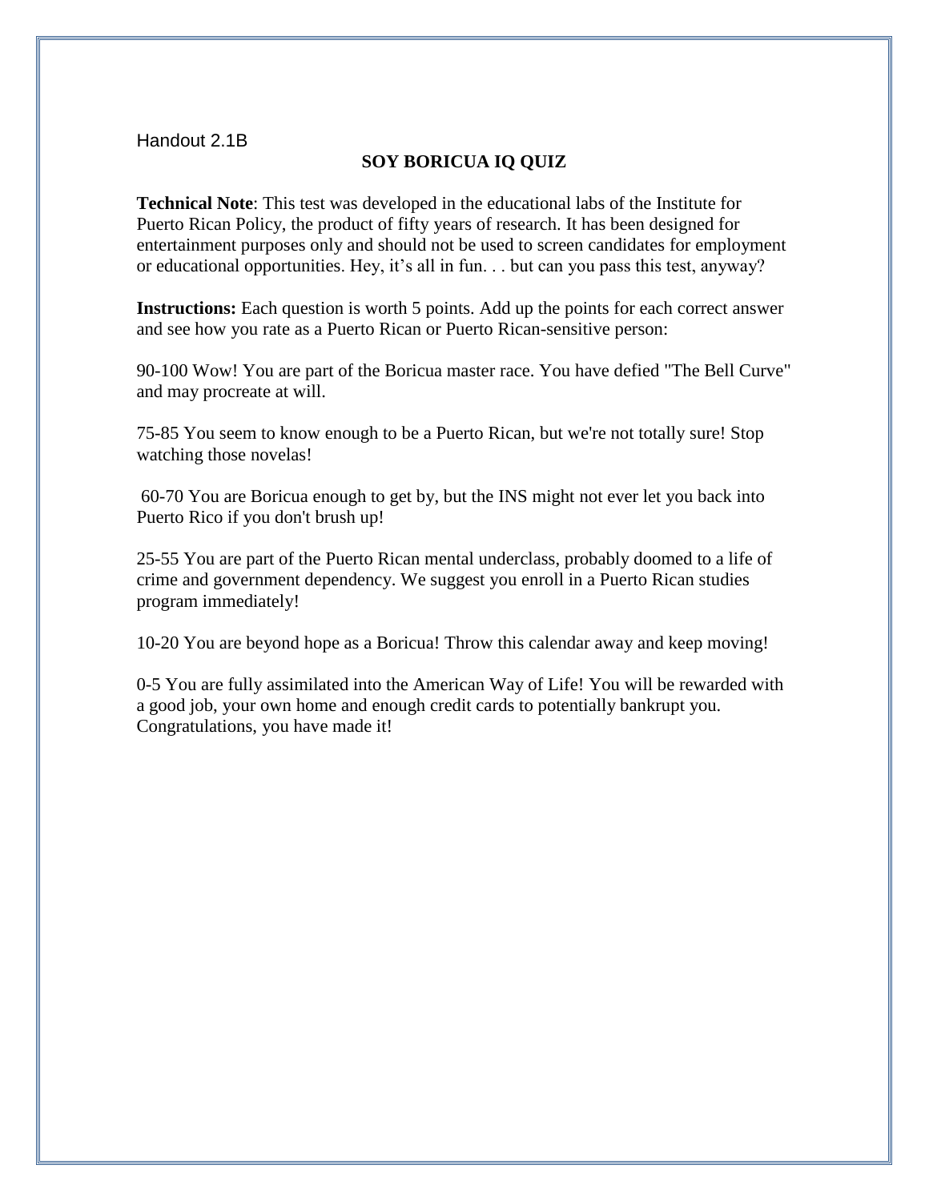Handout 2.1B

## SOY BORICUA IQ QUIZ

**Technical Note**: This test was developed in the educational labs of the Institute for Puerto Rican Policy, the product of fifty years of research. It has been designed for entertainment purposes only and should not be used to screen candidates for employment or educational opportunities. Hey, it's all in fun. . . but can you pass this test, anyway?

**Instructions:** Each question is worth 5 points. Add up the points for each correct answer and see how you rate as a Puerto Rican or Puerto Rican-sensitive person:

90-100 Wow! You are part of the Boricua master race. You have defied "The Bell Curve" and may procreate at will.

75-85 You seem to know enough to be a Puerto Rican, but we're not totally sure! Stop watching those novelas!

60-70 You are Boricua enough to get by, but the INS might not ever let you back into Puerto Rico if you don't brush up!

25-55 You are part of the Puerto Rican mental underclass, probably doomed to a life of crime and government dependency. We suggest you enroll in a Puerto Rican studies program immediately!

10-20 You are beyond hope as a Boricua! Throw this calendar away and keep moving!

0-5 You are fully assimilated into the American Way of Life! You will be rewarded with a good job, your own home and enough credit cards to potentially bankrupt you. Congratulations, you have made it!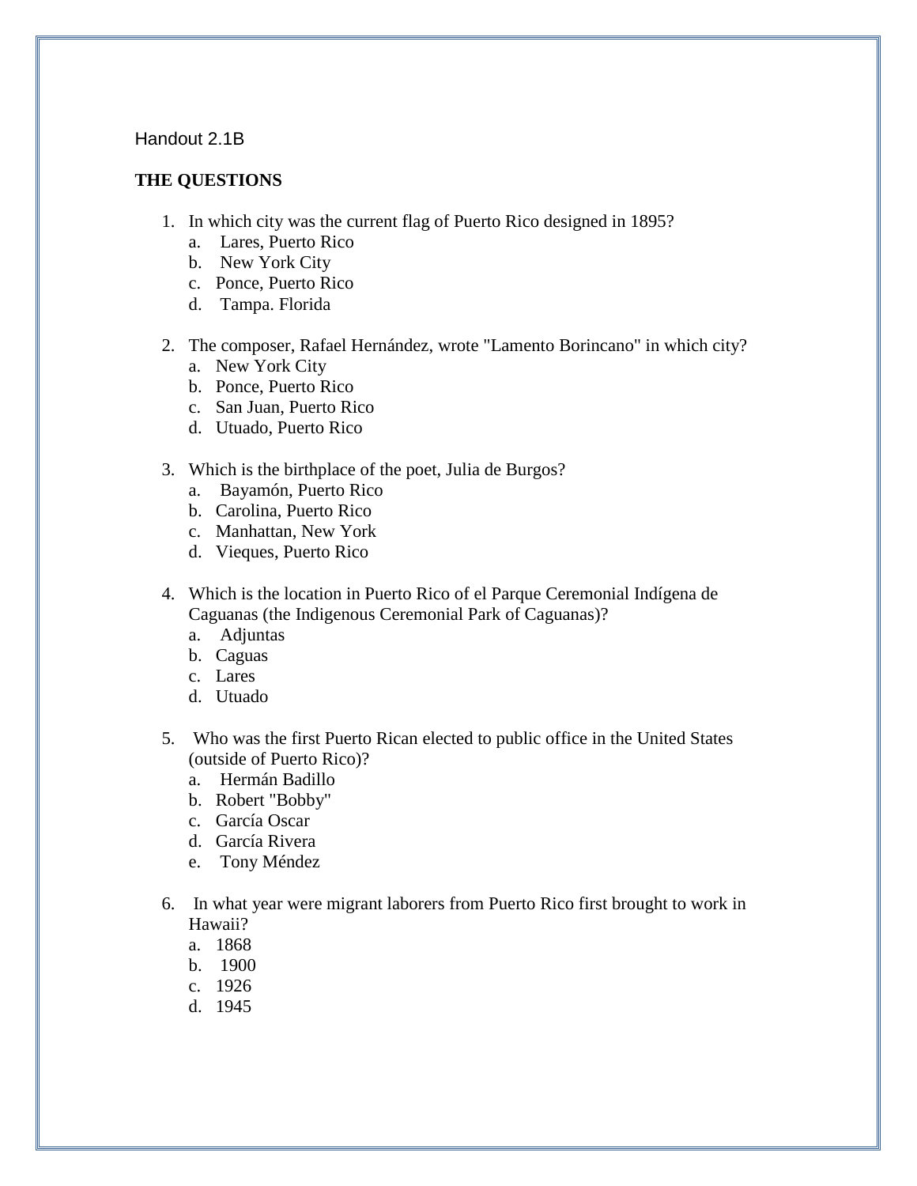Handout 2.1B

**THE QUESTIONS**

1. In which city was the current flag of Puerto Rico designed in 1895?
   a. Lares, Puerto Rico
   b. New York City
   c. Ponce, Puerto Rico
   d. Tampa. Florida

2. The composer, Rafael Hernández, wrote "Lamento Borincano" in which city?
   a. New York City
   b. Ponce, Puerto Rico
   c. San Juan, Puerto Rico
   d. Utuado, Puerto Rico

3. Which is the birthplace of the poet, Julia de Burgos?
   a. Bayamón, Puerto Rico
   b. Carolina, Puerto Rico
   c. Manhattan, New York
   d. Vieques, Puerto Rico

4. Which is the location in Puerto Rico of el Parque Ceremonial Indígena de Caguanas (the Indigenous Ceremonial Park of Caguanas)?
   a. Adjuntas
   b. Caguas
   c. Lares
   d. Utuado

5. Who was the first Puerto Rican elected to public office in the United States (outside of Puerto Rico)?
   a. Hermán Badillo
   b. Robert "Bobby"
   c. García Oscar
   d. García Rivera
   e. Tony Méndez

6. In what year were migrant laborers from Puerto Rico first brought to work in Hawaii?
   a. 1868
   b. 1900
   c. 1926
   d. 1945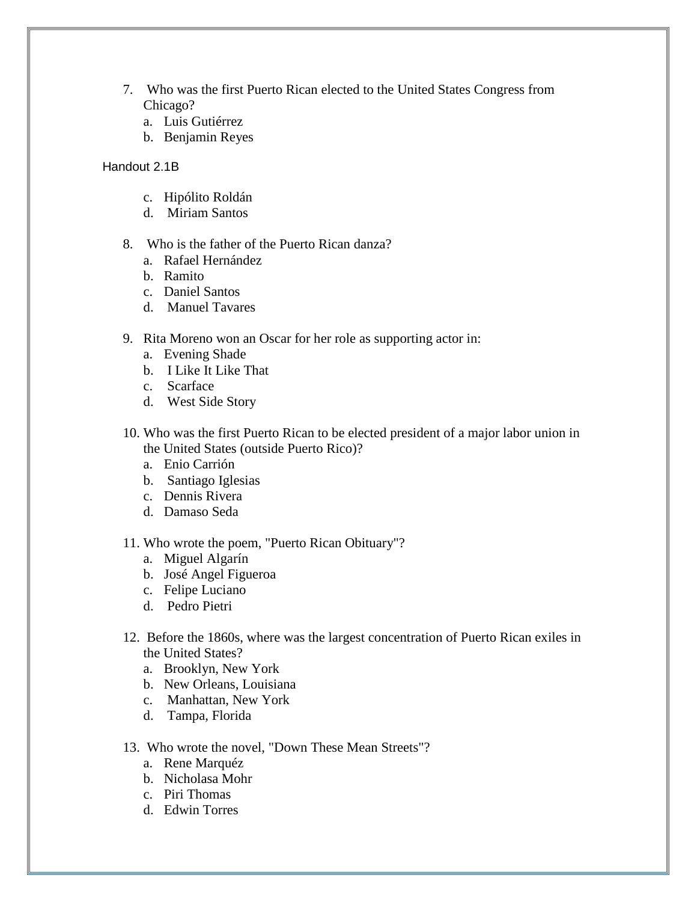7. Who was the first Puerto Rican elected to the United States Congress from Chicago?
   a. Luis Gutiérrez
   b. Benjamin Reyes
   c. Hipólito Roldán
   d. Miriam Santos

8. Who is the father of the Puerto Rican danza?
   a. Rafael Hernández
   b. Ramito
   c. Daniel Santos
   d. Manuel Tavares

9. Rita Moreno won an Oscar for her role as supporting actor in:
   a. Evening Shade
   b. I Like It Like That
   c. Scarface
   d. West Side Story

10. Who was the first Puerto Rican to be elected president of a major labor union in the United States (outside Puerto Rico)?
    a. Enio Carrión
    b. Santiago Iglesias
    c. Dennis Rivera
    d. Damaso Seda

11. Who wrote the poem, "Puerto Rican Obituary"?
    a. Miguel Algarín
    b. José Angel Figueroa
    c. Felipe Luciano
    d. Pedro Pietri

12. Before the 1860s, where was the largest concentration of Puerto Rican exiles in the United States?
    a. Brooklyn, New York
    b. New Orleans, Louisiana
    c. Manhattan, New York
    d. Tampa, Florida

13. Who wrote the novel, "Down These Mean Streets"?
    a. Rene Marquéz
    b. Nicholasa Mohr
    c. Piri Thomas
    d. Edwin Torres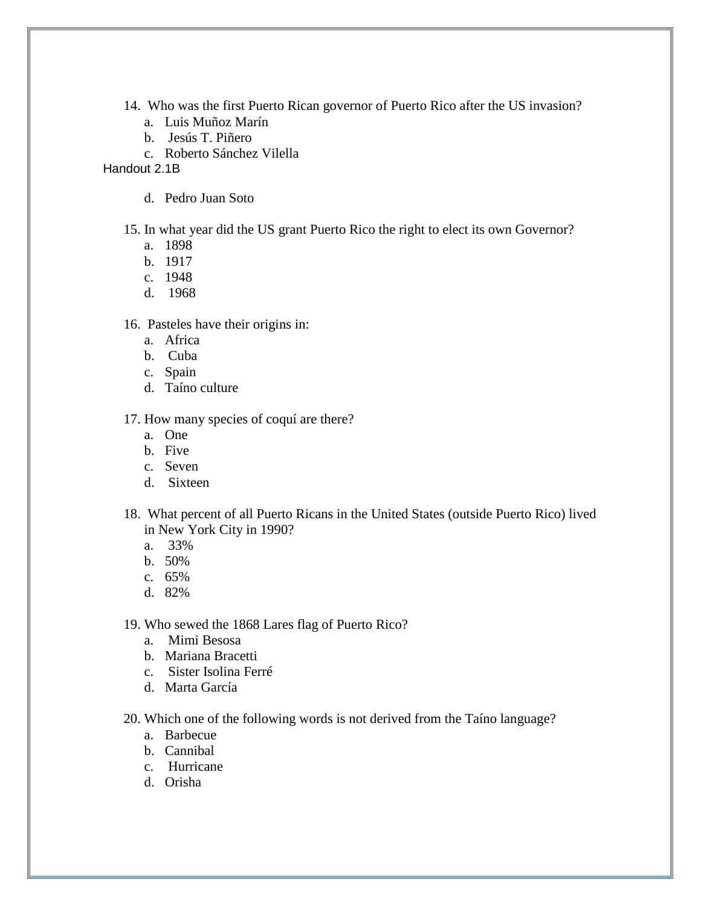14. Who was the first Puerto Rican governor of Puerto Rico after the US invasion?
    a. Luis Muñoz Marín
    b. Jesús T. Piñero
    c. Roberto Sánchez Vilella
    d. Pedro Juan Soto

15. In what year did the US grant Puerto Rico the right to elect its own Governor?
    a. 1898
    b. 1917
    c. 1948
    d. 1968

16. Pasteles have their origins in:
    a. Africa
    b. Cuba
    c. Spain
    d. Taíno culture

17. How many species of coquí are there?
    a. One
    b. Five
    c. Seven
    d. Sixteen

18. What percent of all Puerto Ricans in the United States (outside Puerto Rico) lived in New York City in 1990?
    a. 33%
    b. 50%
    c. 65%
    d. 82%

19. Who sewed the 1868 Lares flag of Puerto Rico?
    a. Mimi Besosa
    b. Mariana Bracetti
    c. Sister Isolina Ferré
    d. Marta García

20. Which one of the following words is not derived from the Taíno language?
    a. Barbecue
    b. Cannibal
    c. Hurricane
    d. Orisha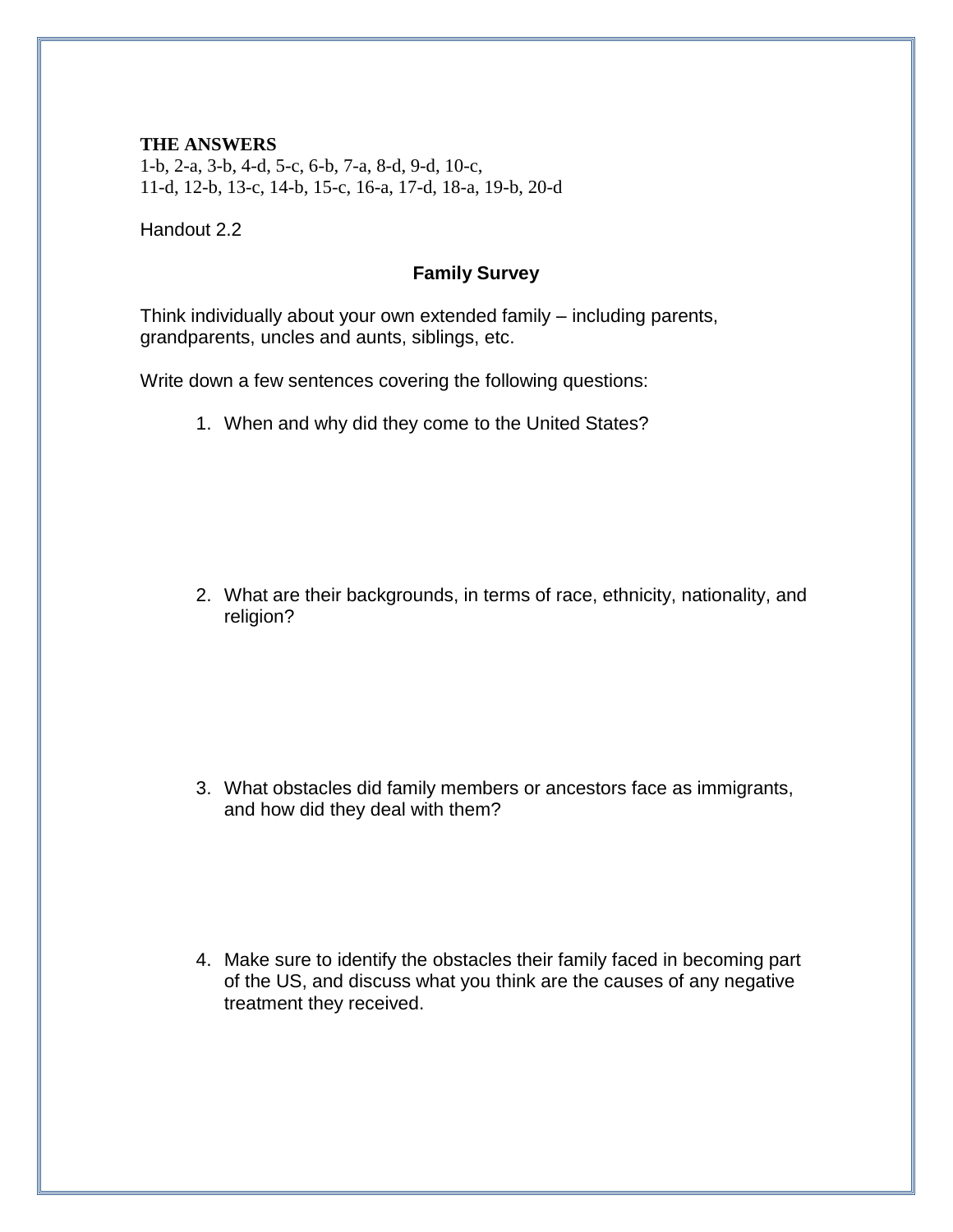**THE ANSWERS**
1-b, 2-a, 3-b, 4-d, 5-c, 6-b, 7-a, 8-d, 9-d, 10-c,
11-d, 12-b, 13-c, 14-b, 15-c, 16-a, 17-d, 18-a, 19-b, 20-d

Handout 2.2

**Family Survey**

Think individually about your own extended family – including parents, grandparents, uncles and aunts, siblings, etc.

Write down a few sentences covering the following questions:

1. When and why did they come to the United States?

2. What are their backgrounds, in terms of race, ethnicity, nationality, and religion?

3. What obstacles did family members or ancestors face as immigrants, and how did they deal with them?

4. Make sure to identify the obstacles their family faced in becoming part of the US, and discuss what you think are the causes of any negative treatment they received.